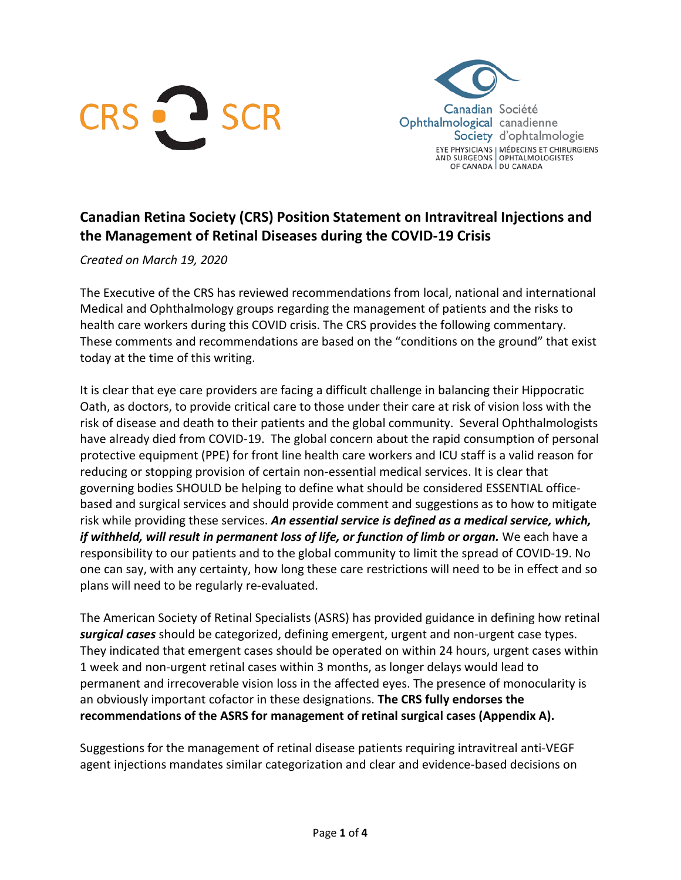# Canadian Retina Society (CRS) Position Statement on Intravitreal Injections and the Management of Retinal Diseases during the COVID-19 Crisis

*Created on March 19, 2020*

The Executive of the CRS has reviewed recommendations from local, national and international Medical and Ophthalmology groups regarding the management of patients and the risks to health care workers during this COVID crisis. The CRS provides the following commentary. These comments and recommendations are based on the "conditions on the ground" that exist today at the time of this writing.

It is clear that eye care providers are facing a difficult challenge in balancing their Hippocratic Oath, as doctors, to provide critical care to those under their care at risk of vision loss with the risk of disease and death to their patients and the global community. Several Ophthalmologists have already died from COVID-19. The global concern about the rapid consumption of personal protective equipment (PPE) for front line health care workers and ICU staff is a valid reason for reducing or stopping provision of certain non-essential medical services. It is clear that governing bodies SHOULD be helping to define what should be considered ESSENTIAL office-based and surgical services and should provide comment and suggestions as to how to mitigate risk while providing these services. ***An essential service is defined as a medical service, which, if withheld, will result in permanent loss of life, or function of limb or organ.*** We each have a responsibility to our patients and to the global community to limit the spread of COVID-19. No one can say, with any certainty, how long these care restrictions will need to be in effect and so plans will need to be regularly re-evaluated.

The American Society of Retinal Specialists (ASRS) has provided guidance in defining how retinal ***surgical cases*** should be categorized, defining emergent, urgent and non-urgent case types. They indicated that emergent cases should be operated on within 24 hours, urgent cases within 1 week and non-urgent retinal cases within 3 months, as longer delays would lead to permanent and irrecoverable vision loss in the affected eyes. The presence of monocularity is an obviously important cofactor in these designations. **The CRS fully endorses the recommendations of the ASRS for management of retinal surgical cases (Appendix A).**

Suggestions for the management of retinal disease patients requiring intravitreal anti-VEGF agent injections mandates similar categorization and clear and evidence-based decisions on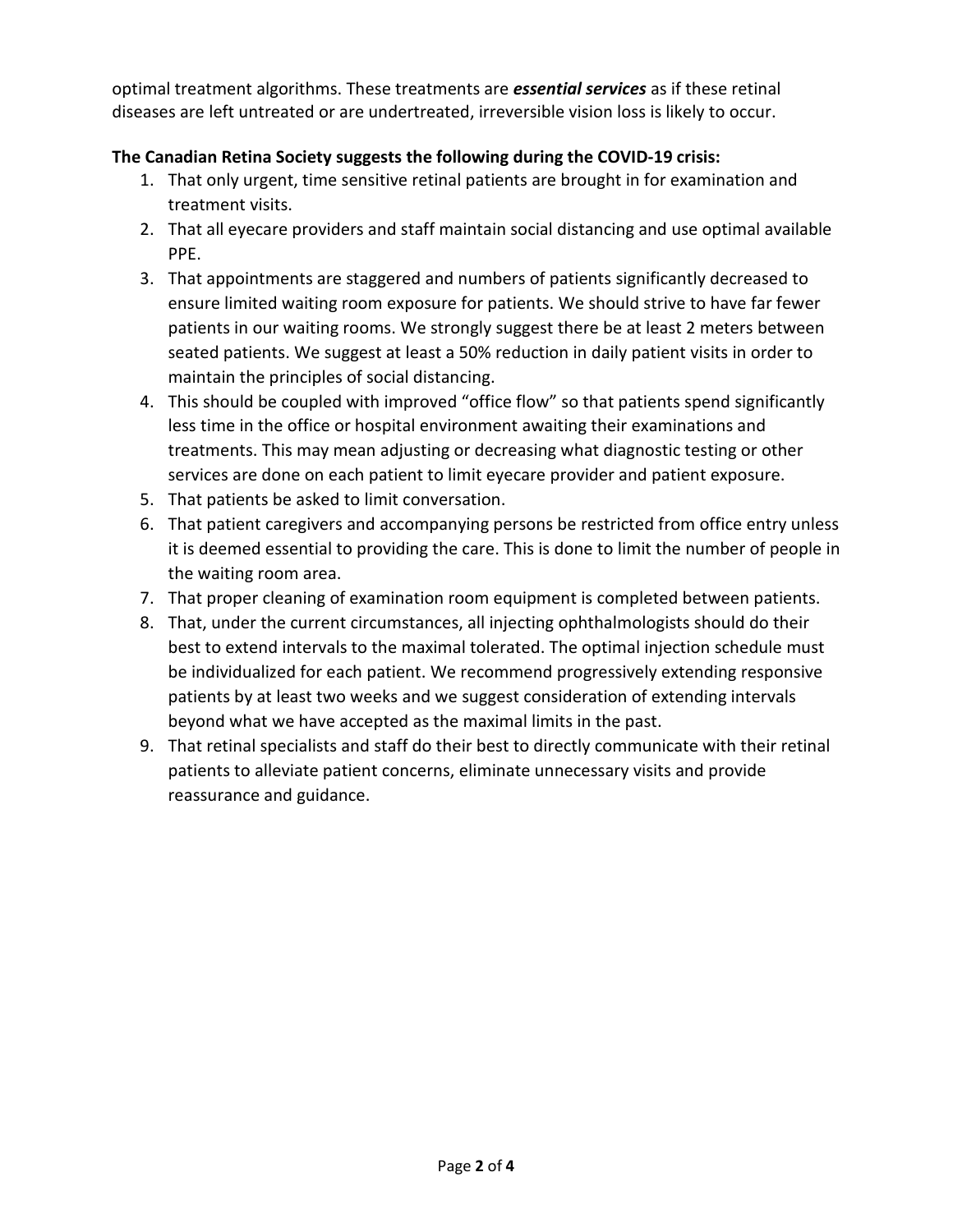optimal treatment algorithms. These treatments are ***essential services*** as if these retinal diseases are left untreated or are undertreated, irreversible vision loss is likely to occur.

**The Canadian Retina Society suggests the following during the COVID-19 crisis:**

1. That only urgent, time sensitive retinal patients are brought in for examination and treatment visits.
2. That all eyecare providers and staff maintain social distancing and use optimal available PPE.
3. That appointments are staggered and numbers of patients significantly decreased to ensure limited waiting room exposure for patients. We should strive to have far fewer patients in our waiting rooms. We strongly suggest there be at least 2 meters between seated patients. We suggest at least a 50% reduction in daily patient visits in order to maintain the principles of social distancing.
4. This should be coupled with improved "office flow" so that patients spend significantly less time in the office or hospital environment awaiting their examinations and treatments. This may mean adjusting or decreasing what diagnostic testing or other services are done on each patient to limit eyecare provider and patient exposure.
5. That patients be asked to limit conversation.
6. That patient caregivers and accompanying persons be restricted from office entry unless it is deemed essential to providing the care. This is done to limit the number of people in the waiting room area.
7. That proper cleaning of examination room equipment is completed between patients.
8. That, under the current circumstances, all injecting ophthalmologists should do their best to extend intervals to the maximal tolerated. The optimal injection schedule must be individualized for each patient. We recommend progressively extending responsive patients by at least two weeks and we suggest consideration of extending intervals beyond what we have accepted as the maximal limits in the past.
9. That retinal specialists and staff do their best to directly communicate with their retinal patients to alleviate patient concerns, eliminate unnecessary visits and provide reassurance and guidance.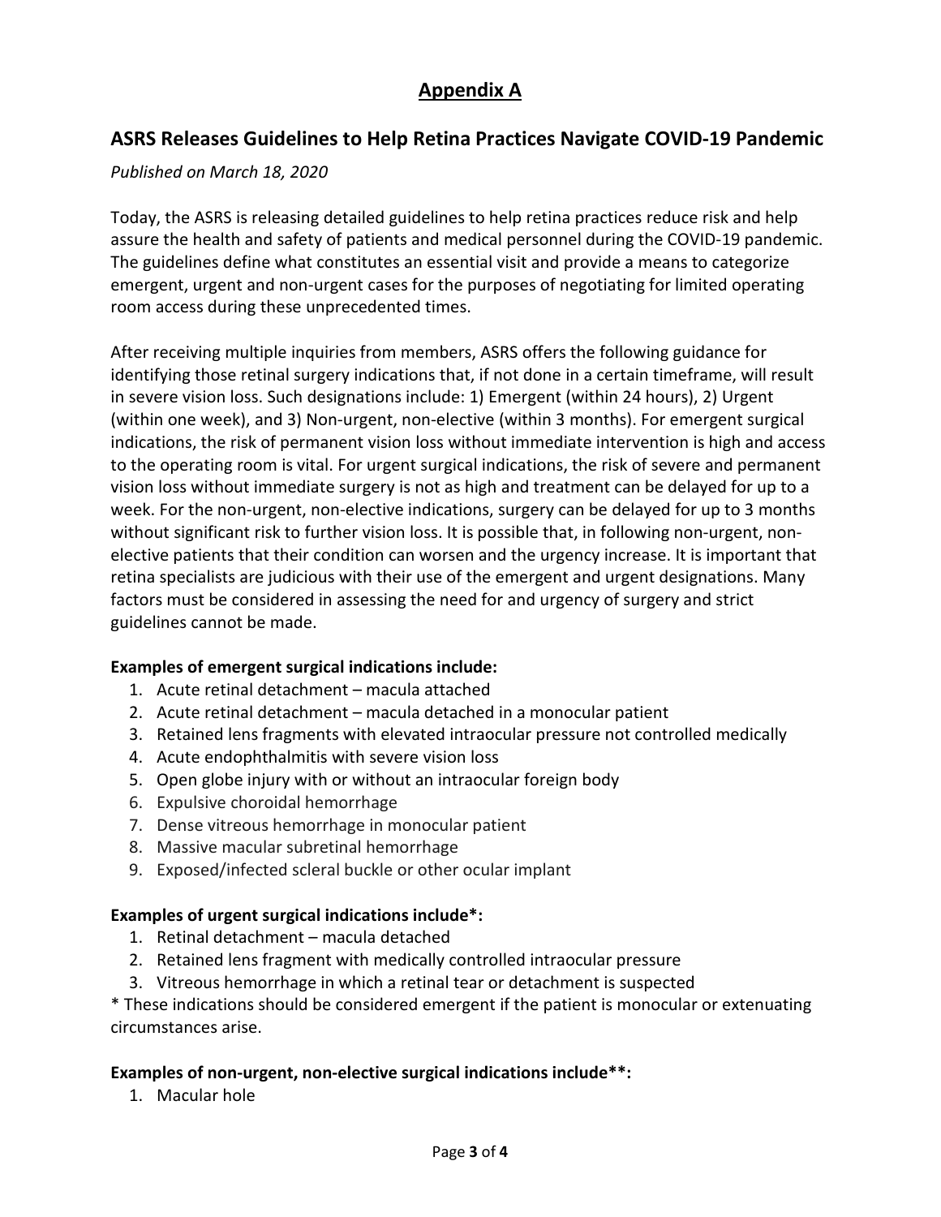## Appendix A

## ASRS Releases Guidelines to Help Retina Practices Navigate COVID-19 Pandemic

*Published on March 18, 2020*

Today, the ASRS is releasing detailed guidelines to help retina practices reduce risk and help assure the health and safety of patients and medical personnel during the COVID-19 pandemic. The guidelines define what constitutes an essential visit and provide a means to categorize emergent, urgent and non-urgent cases for the purposes of negotiating for limited operating room access during these unprecedented times.

After receiving multiple inquiries from members, ASRS offers the following guidance for identifying those retinal surgery indications that, if not done in a certain timeframe, will result in severe vision loss. Such designations include: 1) Emergent (within 24 hours), 2) Urgent (within one week), and 3) Non-urgent, non-elective (within 3 months). For emergent surgical indications, the risk of permanent vision loss without immediate intervention is high and access to the operating room is vital. For urgent surgical indications, the risk of severe and permanent vision loss without immediate surgery is not as high and treatment can be delayed for up to a week. For the non-urgent, non-elective indications, surgery can be delayed for up to 3 months without significant risk to further vision loss. It is possible that, in following non-urgent, non-elective patients that their condition can worsen and the urgency increase. It is important that retina specialists are judicious with their use of the emergent and urgent designations. Many factors must be considered in assessing the need for and urgency of surgery and strict guidelines cannot be made.

**Examples of emergent surgical indications include:**

1. Acute retinal detachment – macula attached
2. Acute retinal detachment – macula detached in a monocular patient
3. Retained lens fragments with elevated intraocular pressure not controlled medically
4. Acute endophthalmitis with severe vision loss
5. Open globe injury with or without an intraocular foreign body
6. Expulsive choroidal hemorrhage
7. Dense vitreous hemorrhage in monocular patient
8. Massive macular subretinal hemorrhage
9. Exposed/infected scleral buckle or other ocular implant

**Examples of urgent surgical indications include*:**

1. Retinal detachment – macula detached
2. Retained lens fragment with medically controlled intraocular pressure
3. Vitreous hemorrhage in which a retinal tear or detachment is suspected

* These indications should be considered emergent if the patient is monocular or extenuating circumstances arise.

**Examples of non-urgent, non-elective surgical indications include**:**

1. Macular hole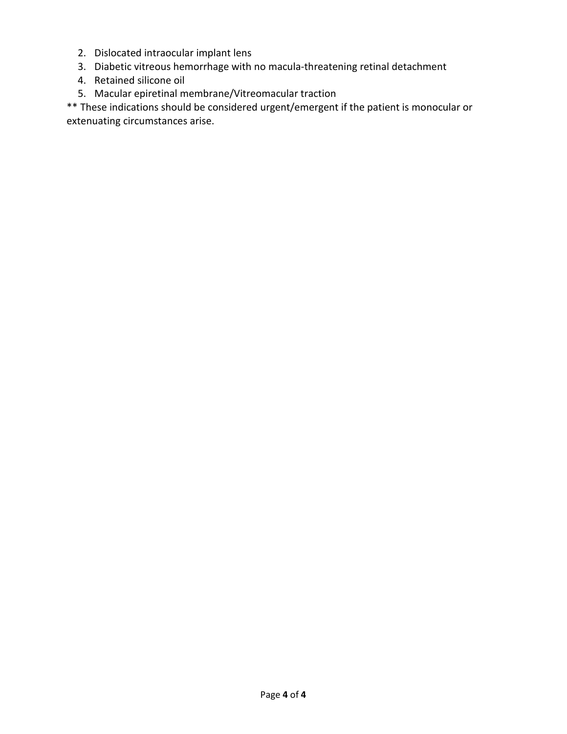2. Dislocated intraocular implant lens
3. Diabetic vitreous hemorrhage with no macula-threatening retinal detachment
4. Retained silicone oil
5. Macular epiretinal membrane/Vitreomacular traction

** These indications should be considered urgent/emergent if the patient is monocular or extenuating circumstances arise.